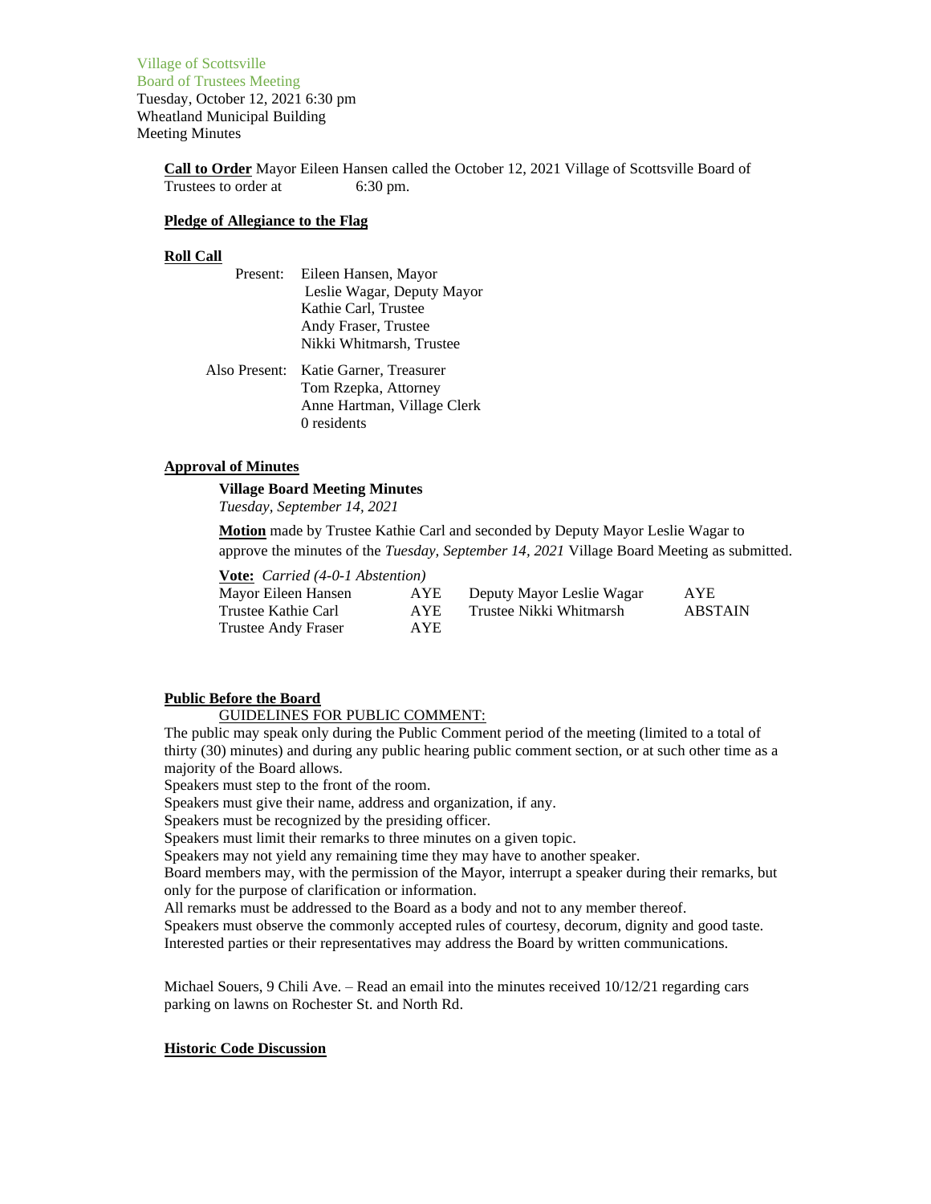Village of Scottsville
Board of Trustees Meeting
Tuesday, October 12, 2021 6:30 pm
Wheatland Municipal Building
Meeting Minutes

**Call to Order** Mayor Eileen Hansen called the October 12, 2021 Village of Scottsville Board of Trustees to order at 6:30 pm.

**Pledge of Allegiance to the Flag**

**Roll Call**

Present: Eileen Hansen, Mayor
Leslie Wagar, Deputy Mayor
Kathie Carl, Trustee
Andy Fraser, Trustee
Nikki Whitmarsh, Trustee

Also Present: Katie Garner, Treasurer
Tom Rzepka, Attorney
Anne Hartman, Village Clerk
0 residents

**Approval of Minutes**

**Village Board Meeting Minutes**
*Tuesday, September 14, 2021*

**Motion** made by Trustee Kathie Carl and seconded by Deputy Mayor Leslie Wagar to approve the minutes of the *Tuesday, September 14, 2021* Village Board Meeting as submitted.

**Vote:** *Carried (4-0-1 Abstention)*

| | | | |
|---|---|---|---|
| Mayor Eileen Hansen | AYE | Deputy Mayor Leslie Wagar | AYE |
| Trustee Kathie Carl | AYE | Trustee Nikki Whitmarsh | ABSTAIN |
| Trustee Andy Fraser | AYE | | |

**Public Before the Board**

GUIDELINES FOR PUBLIC COMMENT:

The public may speak only during the Public Comment period of the meeting (limited to a total of thirty (30) minutes) and during any public hearing public comment section, or at such other time as a majority of the Board allows.
Speakers must step to the front of the room.
Speakers must give their name, address and organization, if any.
Speakers must be recognized by the presiding officer.
Speakers must limit their remarks to three minutes on a given topic.
Speakers may not yield any remaining time they may have to another speaker.
Board members may, with the permission of the Mayor, interrupt a speaker during their remarks, but only for the purpose of clarification or information.
All remarks must be addressed to the Board as a body and not to any member thereof.
Speakers must observe the commonly accepted rules of courtesy, decorum, dignity and good taste.
Interested parties or their representatives may address the Board by written communications.

Michael Souers, 9 Chili Ave. – Read an email into the minutes received 10/12/21 regarding cars parking on lawns on Rochester St. and North Rd.

**Historic Code Discussion**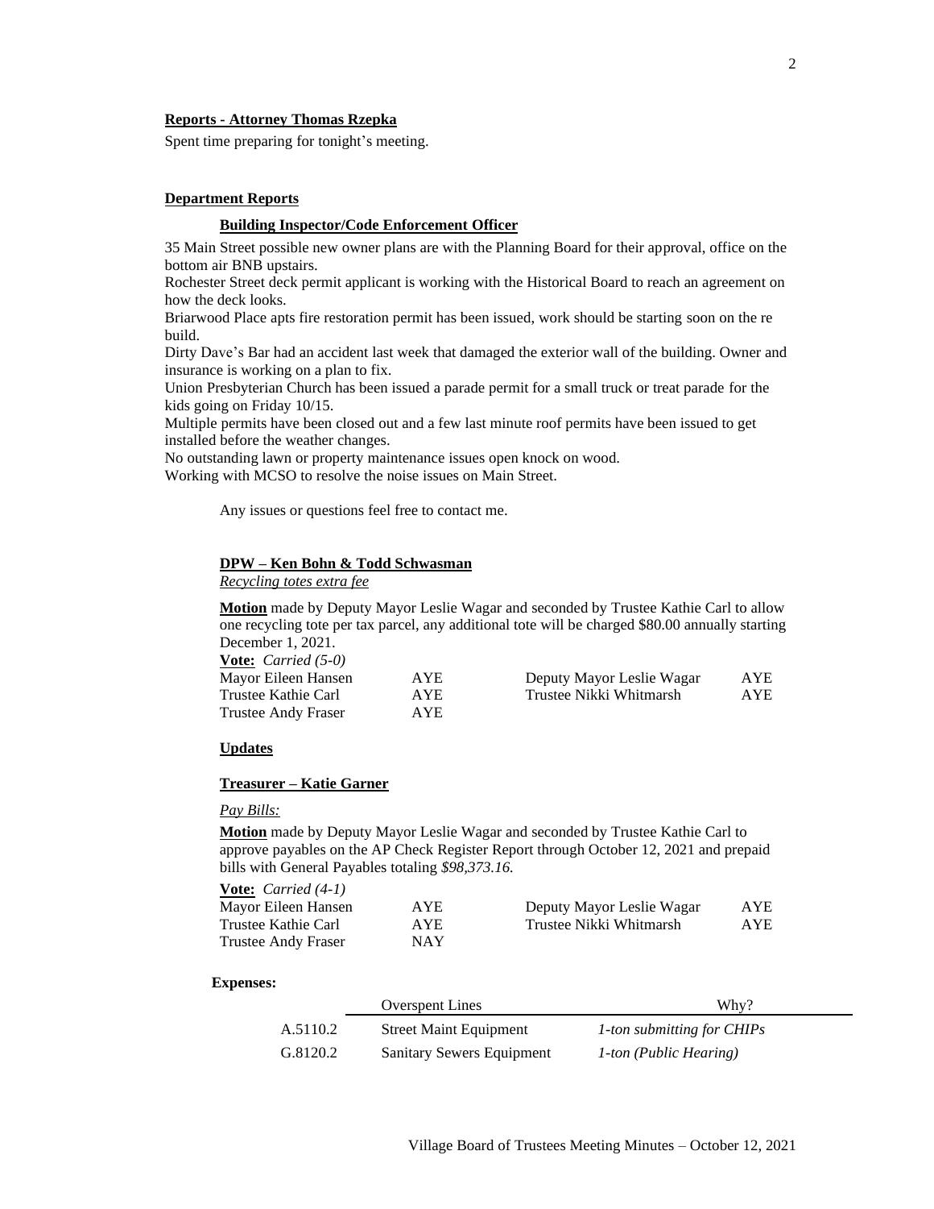**Reports - Attorney Thomas Rzepka**

Spent time preparing for tonight's meeting.

**Department Reports**

**Building Inspector/Code Enforcement Officer**

35 Main Street possible new owner plans are with the Planning Board for their approval, office on the bottom air BNB upstairs.
Rochester Street deck permit applicant is working with the Historical Board to reach an agreement on how the deck looks.
Briarwood Place apts fire restoration permit has been issued, work should be starting soon on the re build.
Dirty Dave's Bar had an accident last week that damaged the exterior wall of the building. Owner and insurance is working on a plan to fix.
Union Presbyterian Church has been issued a parade permit for a small truck or treat parade for the kids going on Friday 10/15.
Multiple permits have been closed out and a few last minute roof permits have been issued to get installed before the weather changes.
No outstanding lawn or property maintenance issues open knock on wood.
Working with MCSO to resolve the noise issues on Main Street.

Any issues or questions feel free to contact me.

**DPW – Ken Bohn & Todd Schwasman**

*Recycling totes extra fee*

**Motion** made by Deputy Mayor Leslie Wagar and seconded by Trustee Kathie Carl to allow one recycling tote per tax parcel, any additional tote will be charged $80.00 annually starting December 1, 2021.

**Vote:** *Carried (5-0)*

| | | | |
|---|---|---|---|
| Mayor Eileen Hansen | AYE | Deputy Mayor Leslie Wagar | AYE |
| Trustee Kathie Carl | AYE | Trustee Nikki Whitmarsh | AYE |
| Trustee Andy Fraser | AYE | | |

**Updates**

**Treasurer – Katie Garner**

*Pay Bills:*

**Motion** made by Deputy Mayor Leslie Wagar and seconded by Trustee Kathie Carl to approve payables on the AP Check Register Report through October 12, 2021 and prepaid bills with General Payables totaling *$98,373.16.*

**Vote:** *Carried (4-1)*

| | | | |
|---|---|---|---|
| Mayor Eileen Hansen | AYE | Deputy Mayor Leslie Wagar | AYE |
| Trustee Kathie Carl | AYE | Trustee Nikki Whitmarsh | AYE |
| Trustee Andy Fraser | NAY | | |

**Expenses:**

| | Overspent Lines | Why? |
|---|---|---|
| A.5110.2 | Street Maint Equipment | *1-ton submitting for CHIPs* |
| G.8120.2 | Sanitary Sewers Equipment | *1-ton (Public Hearing)* |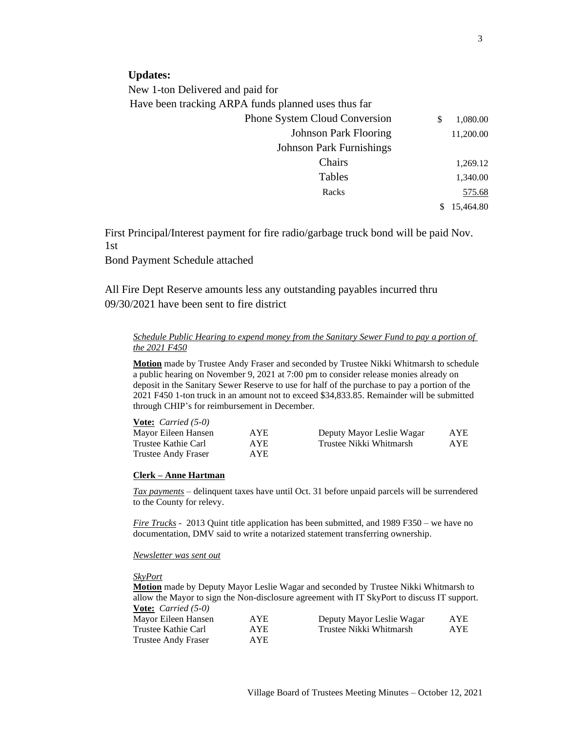**Updates:**

New 1-ton Delivered and paid for

Have been tracking ARPA funds planned uses thus far

| | |
|---|---|
| Phone System Cloud Conversion | $ 1,080.00 |
| Johnson Park Flooring | 11,200.00 |
| Johnson Park Furnishings | |
| Chairs | 1,269.12 |
| Tables | 1,340.00 |
| Racks | 575.68 |
| | $ 15,464.80 |

First Principal/Interest payment for fire radio/garbage truck bond will be paid Nov. 1st

Bond Payment Schedule attached

All Fire Dept Reserve amounts less any outstanding payables incurred thru 09/30/2021 have been sent to fire district

*Schedule Public Hearing to expend money from the Sanitary Sewer Fund to pay a portion of the 2021 F450*

**Motion** made by Trustee Andy Fraser and seconded by Trustee Nikki Whitmarsh to schedule a public hearing on November 9, 2021 at 7:00 pm to consider release monies already on deposit in the Sanitary Sewer Reserve to use for half of the purchase to pay a portion of the 2021 F450 1-ton truck in an amount not to exceed $34,833.85. Remainder will be submitted through CHIP's for reimbursement in December.

**Vote:** *Carried (5-0)*

| | | | |
|---|---|---|---|
| Mayor Eileen Hansen | AYE | Deputy Mayor Leslie Wagar | AYE |
| Trustee Kathie Carl | AYE | Trustee Nikki Whitmarsh | AYE |
| Trustee Andy Fraser | AYE | | |

**Clerk – Anne Hartman**

*Tax payments* – delinquent taxes have until Oct. 31 before unpaid parcels will be surrendered to the County for relevy.

*Fire Trucks* - 2013 Quint title application has been submitted, and 1989 F350 – we have no documentation, DMV said to write a notarized statement transferring ownership.

*Newsletter was sent out*

*SkyPort*

**Motion** made by Deputy Mayor Leslie Wagar and seconded by Trustee Nikki Whitmarsh to allow the Mayor to sign the Non-disclosure agreement with IT SkyPort to discuss IT support.

**Vote:** *Carried (5-0)*

| | | | |
|---|---|---|---|
| Mayor Eileen Hansen | AYE | Deputy Mayor Leslie Wagar | AYE |
| Trustee Kathie Carl | AYE | Trustee Nikki Whitmarsh | AYE |
| Trustee Andy Fraser | AYE | | |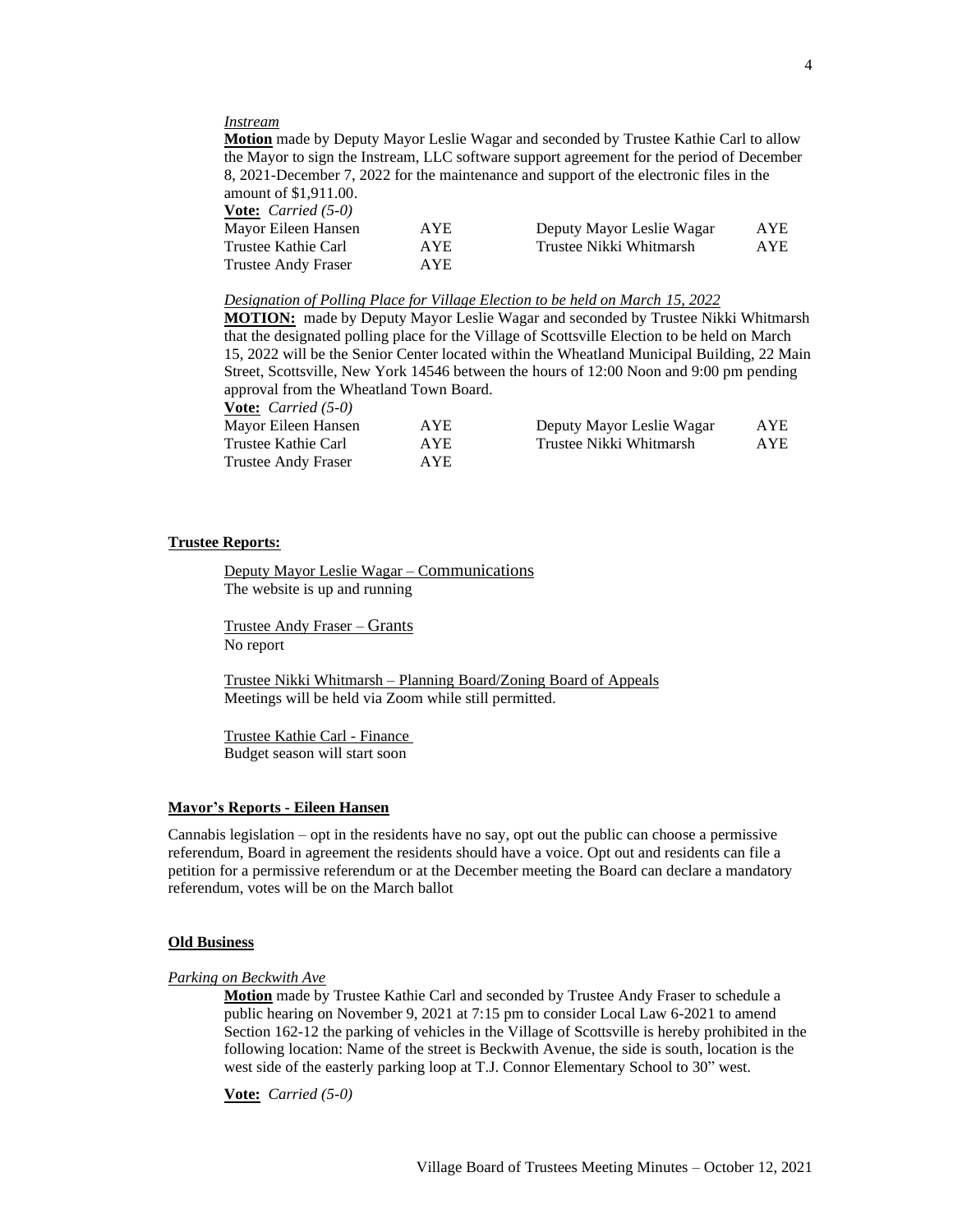*Instream*

**Motion** made by Deputy Mayor Leslie Wagar and seconded by Trustee Kathie Carl to allow the Mayor to sign the Instream, LLC software support agreement for the period of December 8, 2021-December 7, 2022 for the maintenance and support of the electronic files in the amount of $1,911.00.

**Vote:** *Carried (5-0)*

| | | | |
|---|---|---|---|
| Mayor Eileen Hansen | AYE | Deputy Mayor Leslie Wagar | AYE |
| Trustee Kathie Carl | AYE | Trustee Nikki Whitmarsh | AYE |
| Trustee Andy Fraser | AYE | | |

*Designation of Polling Place for Village Election to be held on March 15, 2022*

**MOTION:** made by Deputy Mayor Leslie Wagar and seconded by Trustee Nikki Whitmarsh that the designated polling place for the Village of Scottsville Election to be held on March 15, 2022 will be the Senior Center located within the Wheatland Municipal Building, 22 Main Street, Scottsville, New York 14546 between the hours of 12:00 Noon and 9:00 pm pending approval from the Wheatland Town Board.

**Vote:** *Carried (5-0)*

| | | | |
|---|---|---|---|
| Mayor Eileen Hansen | AYE | Deputy Mayor Leslie Wagar | AYE |
| Trustee Kathie Carl | AYE | Trustee Nikki Whitmarsh | AYE |
| Trustee Andy Fraser | AYE | | |

**Trustee Reports:**

Deputy Mayor Leslie Wagar – Communications
The website is up and running

Trustee Andy Fraser – Grants
No report

Trustee Nikki Whitmarsh – Planning Board/Zoning Board of Appeals
Meetings will be held via Zoom while still permitted.

Trustee Kathie Carl - Finance
Budget season will start soon

**Mayor's Reports - Eileen Hansen**

Cannabis legislation – opt in the residents have no say, opt out the public can choose a permissive referendum, Board in agreement the residents should have a voice. Opt out and residents can file a petition for a permissive referendum or at the December meeting the Board can declare a mandatory referendum, votes will be on the March ballot

**Old Business**

*Parking on Beckwith Ave*

**Motion** made by Trustee Kathie Carl and seconded by Trustee Andy Fraser to schedule a public hearing on November 9, 2021 at 7:15 pm to consider Local Law 6-2021 to amend Section 162-12 the parking of vehicles in the Village of Scottsville is hereby prohibited in the following location: Name of the street is Beckwith Avenue, the side is south, location is the west side of the easterly parking loop at T.J. Connor Elementary School to 30" west.

**Vote:** *Carried (5-0)*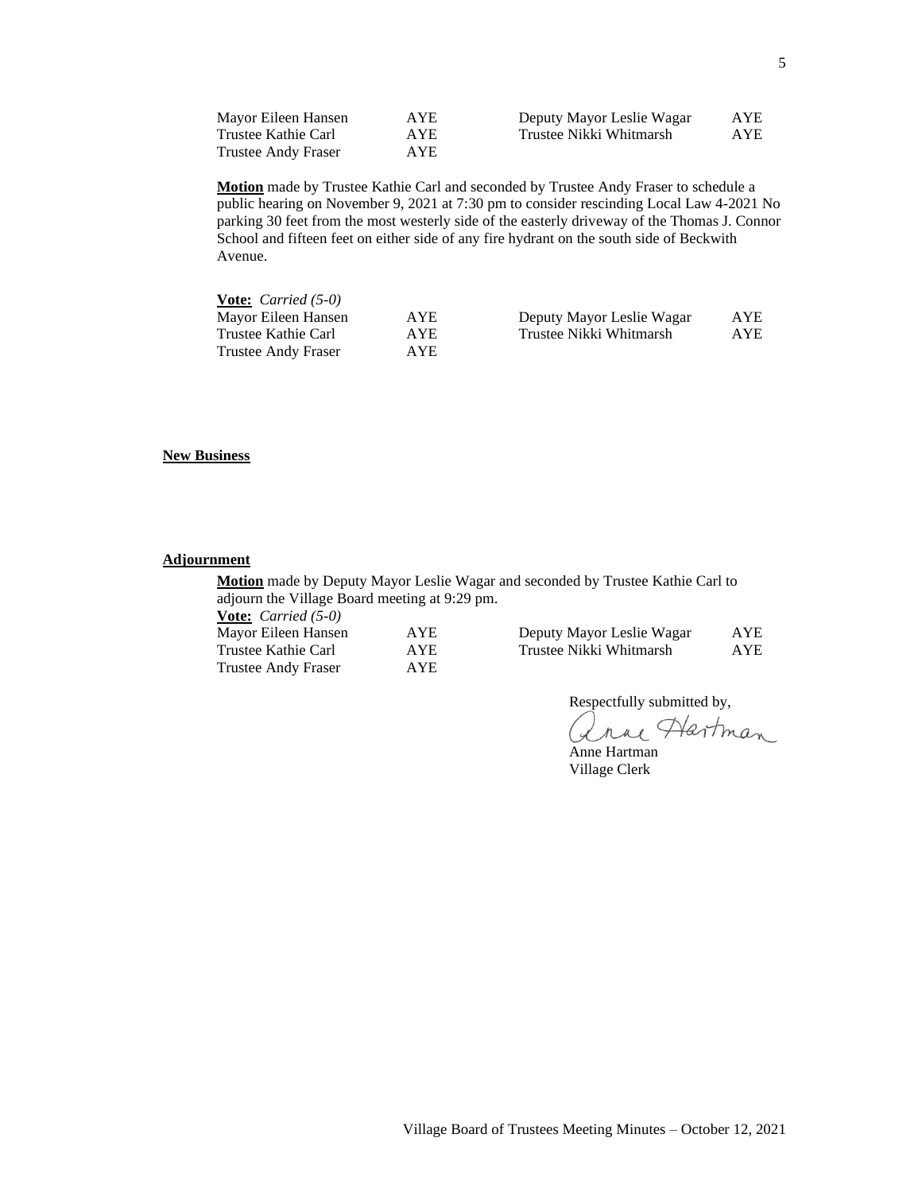| | | | |
|---|---|---|---|
| Mayor Eileen Hansen | AYE | Deputy Mayor Leslie Wagar | AYE |
| Trustee Kathie Carl | AYE | Trustee Nikki Whitmarsh | AYE |
| Trustee Andy Fraser | AYE | | |

**Motion** made by Trustee Kathie Carl and seconded by Trustee Andy Fraser to schedule a public hearing on November 9, 2021 at 7:30 pm to consider rescinding Local Law 4-2021 No parking 30 feet from the most westerly side of the easterly driveway of the Thomas J. Connor School and fifteen feet on either side of any fire hydrant on the south side of Beckwith Avenue.

**Vote:** *Carried (5-0)*

| | | | |
|---|---|---|---|
| Mayor Eileen Hansen | AYE | Deputy Mayor Leslie Wagar | AYE |
| Trustee Kathie Carl | AYE | Trustee Nikki Whitmarsh | AYE |
| Trustee Andy Fraser | AYE | | |

**New Business**

**Adjournment**

**Motion** made by Deputy Mayor Leslie Wagar and seconded by Trustee Kathie Carl to adjourn the Village Board meeting at 9:29 pm.

**Vote:** *Carried (5-0)*

| | | | |
|---|---|---|---|
| Mayor Eileen Hansen | AYE | Deputy Mayor Leslie Wagar | AYE |
| Trustee Kathie Carl | AYE | Trustee Nikki Whitmarsh | AYE |
| Trustee Andy Fraser | AYE | | |

Respectfully submitted by,

Anne Hartman

Anne Hartman
Village Clerk